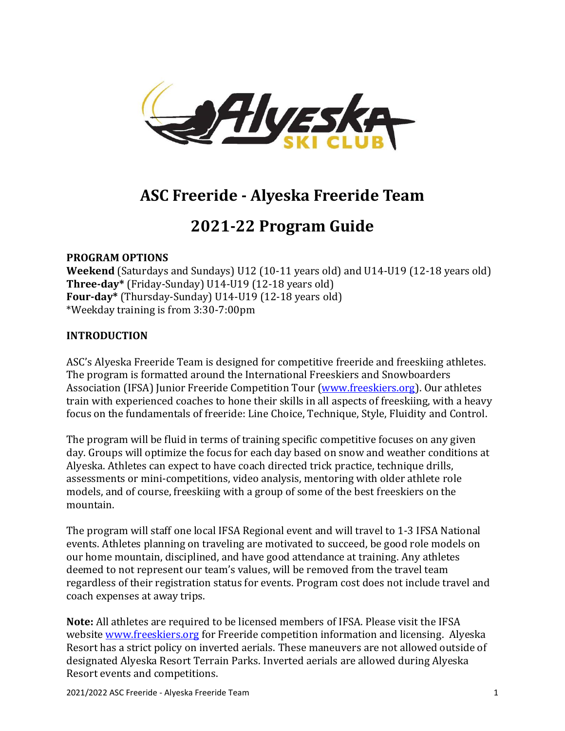# ASC Freeride - Alyeska Freeride Team

# 2021-22 Program Guide

**PROGRAM OPTIONS**

**Weekend** (Saturdays and Sundays) U12 (10-11 years old) and U14-U19 (12-18 years old)
**Three-day*** (Friday-Sunday) U14-U19 (12-18 years old)
**Four-day*** (Thursday-Sunday) U14-U19 (12-18 years old)
*Weekday training is from 3:30-7:00pm

**INTRODUCTION**

ASC's Alyeska Freeride Team is designed for competitive freeride and freeskiing athletes. The program is formatted around the International Freeskiers and Snowboarders Association (IFSA) Junior Freeride Competition Tour (www.freeskiers.org). Our athletes train with experienced coaches to hone their skills in all aspects of freeskiing, with a heavy focus on the fundamentals of freeride: Line Choice, Technique, Style, Fluidity and Control.

The program will be fluid in terms of training specific competitive focuses on any given day. Groups will optimize the focus for each day based on snow and weather conditions at Alyeska. Athletes can expect to have coach directed trick practice, technique drills, assessments or mini-competitions, video analysis, mentoring with older athlete role models, and of course, freeskiing with a group of some of the best freeskiers on the mountain.

The program will staff one local IFSA Regional event and will travel to 1-3 IFSA National events. Athletes planning on traveling are motivated to succeed, be good role models on our home mountain, disciplined, and have good attendance at training. Any athletes deemed to not represent our team's values, will be removed from the travel team regardless of their registration status for events. Program cost does not include travel and coach expenses at away trips.

**Note:** All athletes are required to be licensed members of IFSA. Please visit the IFSA website www.freeskiers.org for Freeride competition information and licensing. Alyeska Resort has a strict policy on inverted aerials. These maneuvers are not allowed outside of designated Alyeska Resort Terrain Parks. Inverted aerials are allowed during Alyeska Resort events and competitions.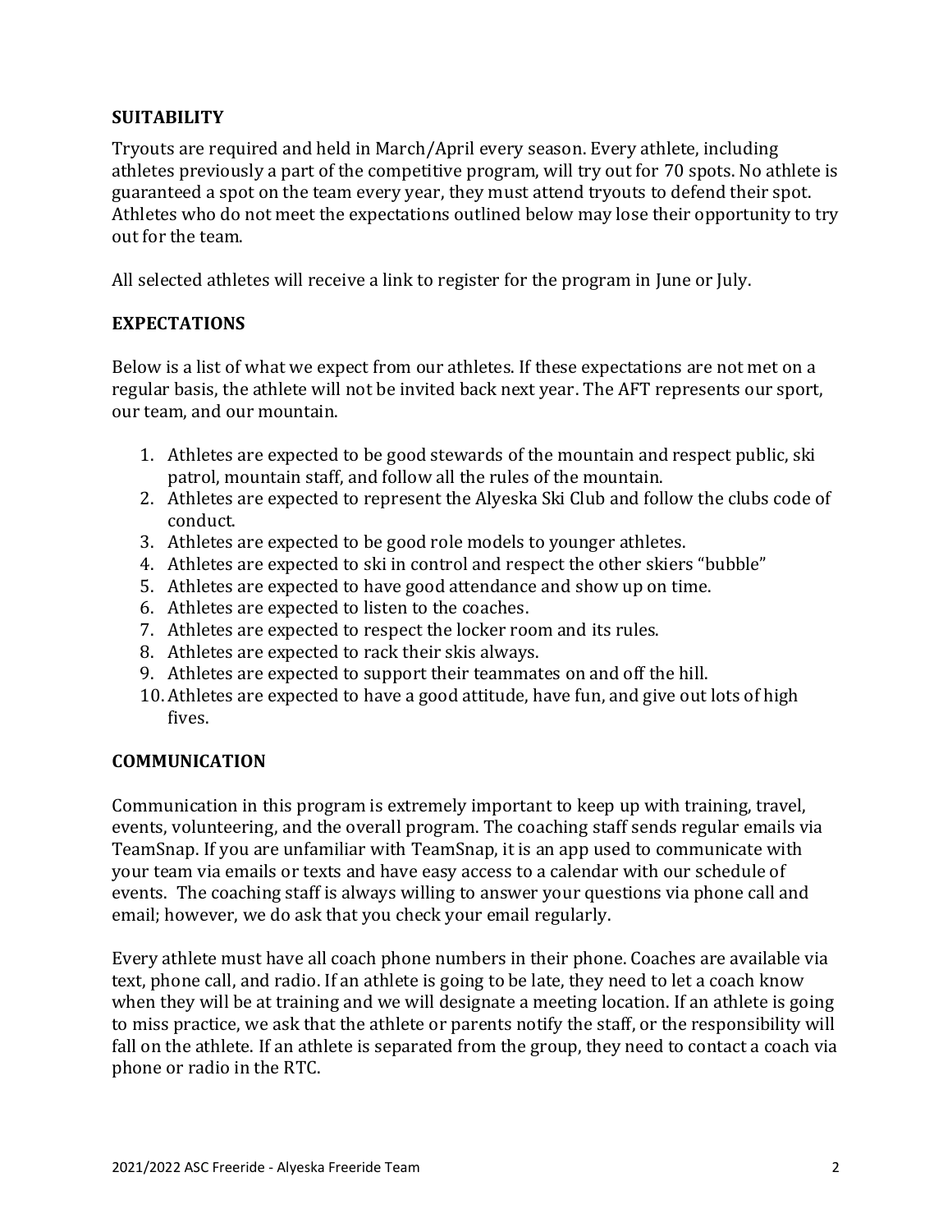## SUITABILITY

Tryouts are required and held in March/April every season. Every athlete, including athletes previously a part of the competitive program, will try out for 70 spots. No athlete is guaranteed a spot on the team every year, they must attend tryouts to defend their spot. Athletes who do not meet the expectations outlined below may lose their opportunity to try out for the team.

All selected athletes will receive a link to register for the program in June or July.

## EXPECTATIONS

Below is a list of what we expect from our athletes. If these expectations are not met on a regular basis, the athlete will not be invited back next year. The AFT represents our sport, our team, and our mountain.

1. Athletes are expected to be good stewards of the mountain and respect public, ski patrol, mountain staff, and follow all the rules of the mountain.
2. Athletes are expected to represent the Alyeska Ski Club and follow the clubs code of conduct.
3. Athletes are expected to be good role models to younger athletes.
4. Athletes are expected to ski in control and respect the other skiers "bubble"
5. Athletes are expected to have good attendance and show up on time.
6. Athletes are expected to listen to the coaches.
7. Athletes are expected to respect the locker room and its rules.
8. Athletes are expected to rack their skis always.
9. Athletes are expected to support their teammates on and off the hill.
10. Athletes are expected to have a good attitude, have fun, and give out lots of high fives.

## COMMUNICATION

Communication in this program is extremely important to keep up with training, travel, events, volunteering, and the overall program. The coaching staff sends regular emails via TeamSnap. If you are unfamiliar with TeamSnap, it is an app used to communicate with your team via emails or texts and have easy access to a calendar with our schedule of events. The coaching staff is always willing to answer your questions via phone call and email; however, we do ask that you check your email regularly.

Every athlete must have all coach phone numbers in their phone. Coaches are available via text, phone call, and radio. If an athlete is going to be late, they need to let a coach know when they will be at training and we will designate a meeting location. If an athlete is going to miss practice, we ask that the athlete or parents notify the staff, or the responsibility will fall on the athlete. If an athlete is separated from the group, they need to contact a coach via phone or radio in the RTC.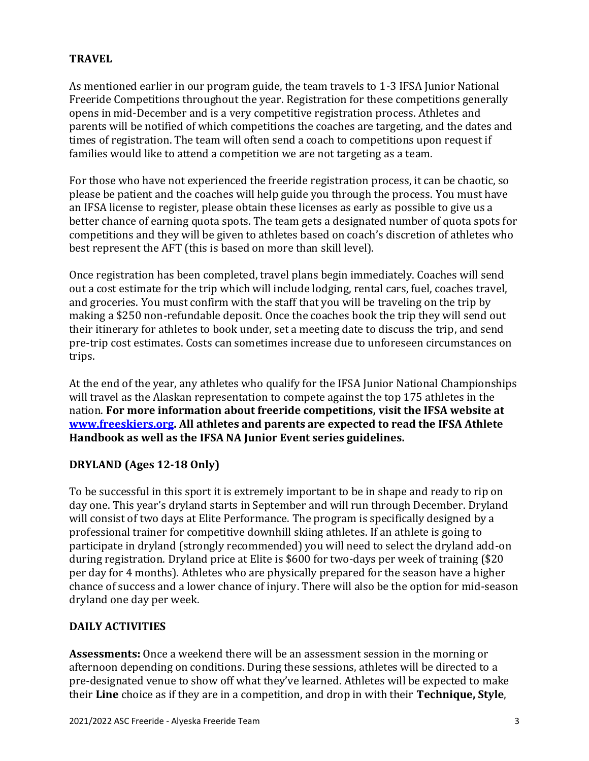## TRAVEL

As mentioned earlier in our program guide, the team travels to 1-3 IFSA Junior National Freeride Competitions throughout the year. Registration for these competitions generally opens in mid-December and is a very competitive registration process. Athletes and parents will be notified of which competitions the coaches are targeting, and the dates and times of registration. The team will often send a coach to competitions upon request if families would like to attend a competition we are not targeting as a team.

For those who have not experienced the freeride registration process, it can be chaotic, so please be patient and the coaches will help guide you through the process. You must have an IFSA license to register, please obtain these licenses as early as possible to give us a better chance of earning quota spots. The team gets a designated number of quota spots for competitions and they will be given to athletes based on coach's discretion of athletes who best represent the AFT (this is based on more than skill level).

Once registration has been completed, travel plans begin immediately. Coaches will send out a cost estimate for the trip which will include lodging, rental cars, fuel, coaches travel, and groceries. You must confirm with the staff that you will be traveling on the trip by making a $250 non-refundable deposit. Once the coaches book the trip they will send out their itinerary for athletes to book under, set a meeting date to discuss the trip, and send pre-trip cost estimates. Costs can sometimes increase due to unforeseen circumstances on trips.

At the end of the year, any athletes who qualify for the IFSA Junior National Championships will travel as the Alaskan representation to compete against the top 175 athletes in the nation. **For more information about freeride competitions, visit the IFSA website at [www.freeskiers.org](http://www.freeskiers.org). All athletes and parents are expected to read the IFSA Athlete Handbook as well as the IFSA NA Junior Event series guidelines.**

## DRYLAND (Ages 12-18 Only)

To be successful in this sport it is extremely important to be in shape and ready to rip on day one. This year's dryland starts in September and will run through December. Dryland will consist of two days at Elite Performance. The program is specifically designed by a professional trainer for competitive downhill skiing athletes. If an athlete is going to participate in dryland (strongly recommended) you will need to select the dryland add-on during registration. Dryland price at Elite is $600 for two-days per week of training ($20 per day for 4 months). Athletes who are physically prepared for the season have a higher chance of success and a lower chance of injury. There will also be the option for mid-season dryland one day per week.

## DAILY ACTIVITIES

**Assessments:** Once a weekend there will be an assessment session in the morning or afternoon depending on conditions. During these sessions, athletes will be directed to a pre-designated venue to show off what they've learned. Athletes will be expected to make their **Line** choice as if they are in a competition, and drop in with their **Technique, Style**,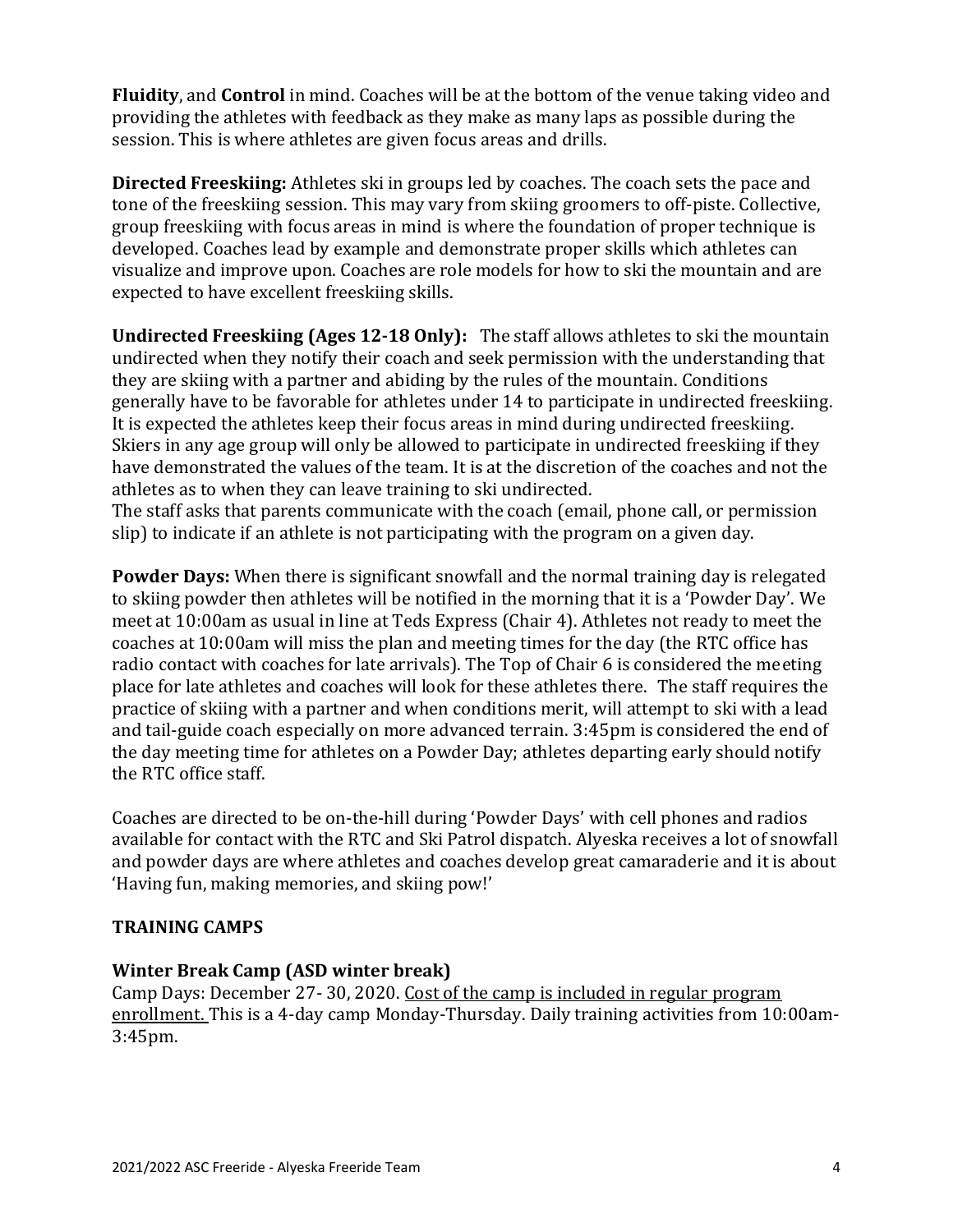**Fluidity**, and **Control** in mind. Coaches will be at the bottom of the venue taking video and providing the athletes with feedback as they make as many laps as possible during the session. This is where athletes are given focus areas and drills.

**Directed Freeskiing:** Athletes ski in groups led by coaches. The coach sets the pace and tone of the freeskiing session. This may vary from skiing groomers to off-piste. Collective, group freeskiing with focus areas in mind is where the foundation of proper technique is developed. Coaches lead by example and demonstrate proper skills which athletes can visualize and improve upon. Coaches are role models for how to ski the mountain and are expected to have excellent freeskiing skills.

**Undirected Freeskiing (Ages 12-18 Only):** The staff allows athletes to ski the mountain undirected when they notify their coach and seek permission with the understanding that they are skiing with a partner and abiding by the rules of the mountain. Conditions generally have to be favorable for athletes under 14 to participate in undirected freeskiing. It is expected the athletes keep their focus areas in mind during undirected freeskiing. Skiers in any age group will only be allowed to participate in undirected freeskiing if they have demonstrated the values of the team. It is at the discretion of the coaches and not the athletes as to when they can leave training to ski undirected.
The staff asks that parents communicate with the coach (email, phone call, or permission slip) to indicate if an athlete is not participating with the program on a given day.

**Powder Days:** When there is significant snowfall and the normal training day is relegated to skiing powder then athletes will be notified in the morning that it is a 'Powder Day'. We meet at 10:00am as usual in line at Teds Express (Chair 4). Athletes not ready to meet the coaches at 10:00am will miss the plan and meeting times for the day (the RTC office has radio contact with coaches for late arrivals). The Top of Chair 6 is considered the meeting place for late athletes and coaches will look for these athletes there. The staff requires the practice of skiing with a partner and when conditions merit, will attempt to ski with a lead and tail-guide coach especially on more advanced terrain. 3:45pm is considered the end of the day meeting time for athletes on a Powder Day; athletes departing early should notify the RTC office staff.

Coaches are directed to be on-the-hill during 'Powder Days' with cell phones and radios available for contact with the RTC and Ski Patrol dispatch. Alyeska receives a lot of snowfall and powder days are where athletes and coaches develop great camaraderie and it is about 'Having fun, making memories, and skiing pow!'

## TRAINING CAMPS

### Winter Break Camp (ASD winter break)

Camp Days: December 27- 30, 2020. Cost of the camp is included in regular program enrollment. This is a 4-day camp Monday-Thursday. Daily training activities from 10:00am-3:45pm.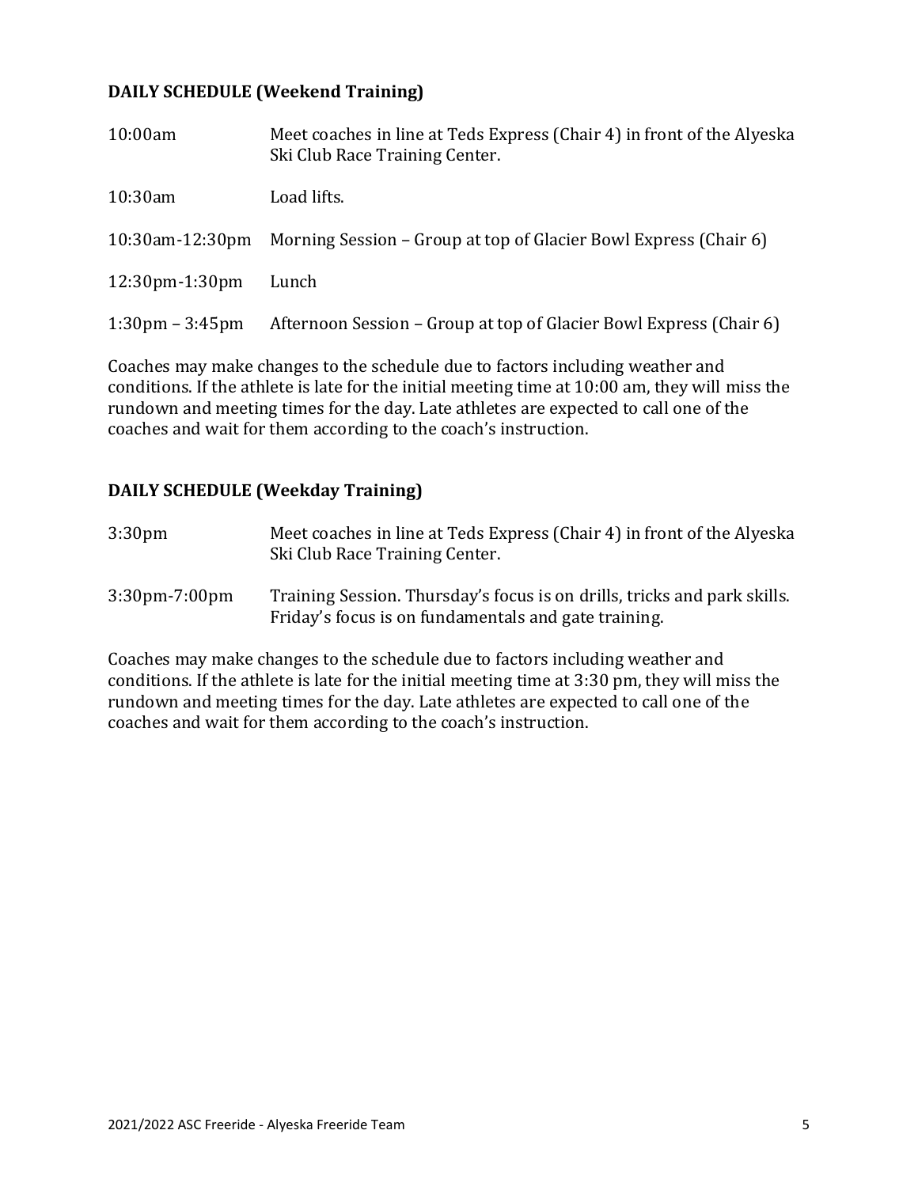**DAILY SCHEDULE (Weekend Training)**

| | |
|---|---|
| 10:00am | Meet coaches in line at Teds Express (Chair 4) in front of the Alyeska Ski Club Race Training Center. |
| 10:30am | Load lifts. |
| 10:30am-12:30pm | Morning Session – Group at top of Glacier Bowl Express (Chair 6) |
| 12:30pm-1:30pm | Lunch |
| 1:30pm – 3:45pm | Afternoon Session – Group at top of Glacier Bowl Express (Chair 6) |

Coaches may make changes to the schedule due to factors including weather and conditions. If the athlete is late for the initial meeting time at 10:00 am, they will miss the rundown and meeting times for the day. Late athletes are expected to call one of the coaches and wait for them according to the coach's instruction.

**DAILY SCHEDULE (Weekday Training)**

| | |
|---|---|
| 3:30pm | Meet coaches in line at Teds Express (Chair 4) in front of the Alyeska Ski Club Race Training Center. |
| 3:30pm-7:00pm | Training Session. Thursday's focus is on drills, tricks and park skills. Friday's focus is on fundamentals and gate training. |

Coaches may make changes to the schedule due to factors including weather and conditions. If the athlete is late for the initial meeting time at 3:30 pm, they will miss the rundown and meeting times for the day. Late athletes are expected to call one of the coaches and wait for them according to the coach's instruction.